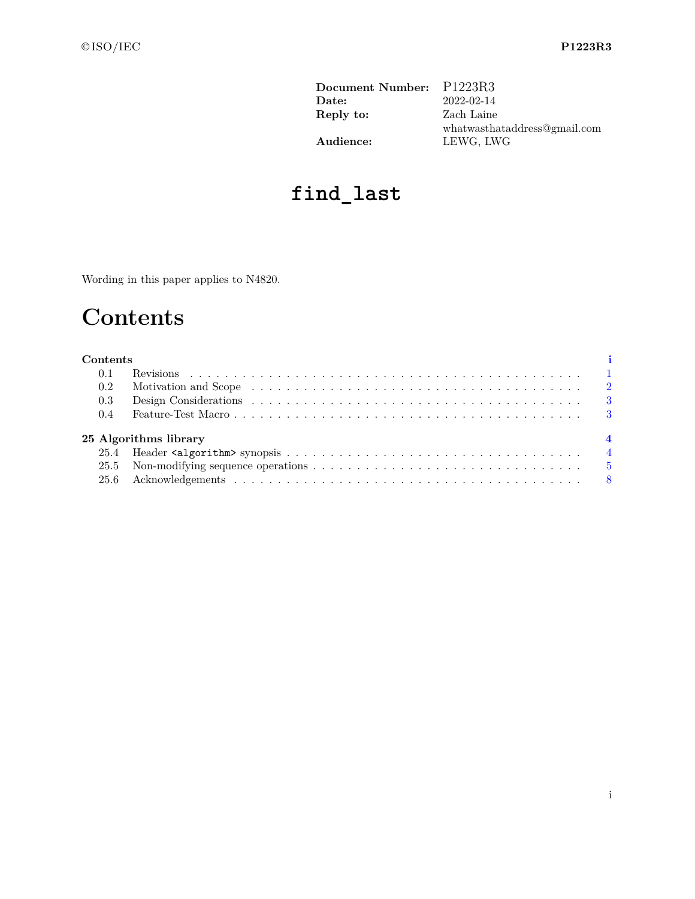| | |
|---|---|
| **Document Number:** | P1223R3 |
| **Date:** | 2022-02-14 |
| **Reply to:** | Zach Laine |
| | whatwasthataddress@gmail.com |
| **Audience:** | LEWG, LWG |

# `find_last`

Wording in this paper applies to N4820.

# Contents

**Contents** ... i

- 0.1 Revisions ... 1
- 0.2 Motivation and Scope ... 2
- 0.3 Design Considerations ... 3
- 0.4 Feature-Test Macro ... 3

**25 Algorithms library** ... 4

- 25.4 Header `<algorithm>` synopsis ... 4
- 25.5 Non-modifying sequence operations ... 5
- 25.6 Acknowledgements ... 8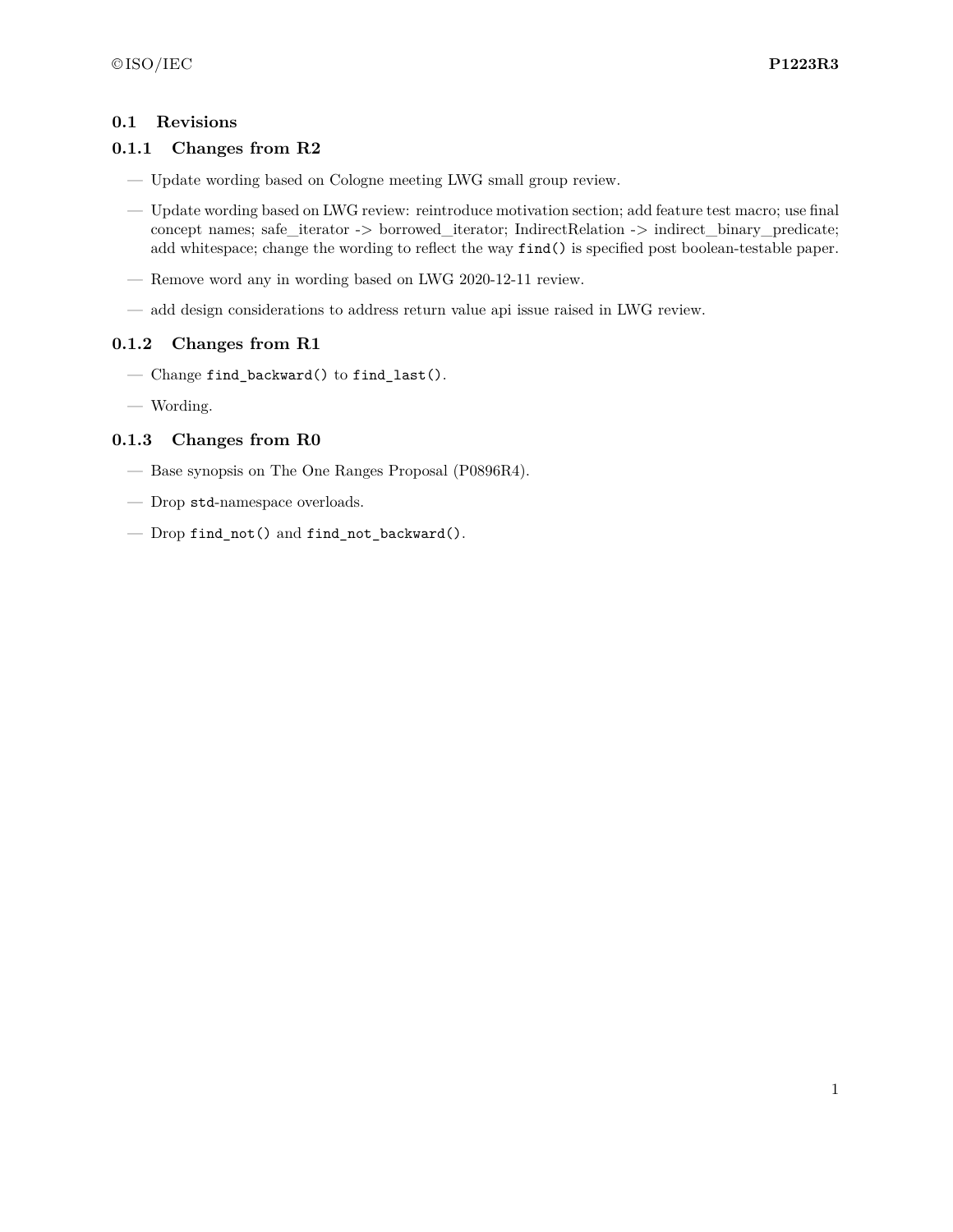## 0.1 Revisions

### 0.1.1 Changes from R2

- Update wording based on Cologne meeting LWG small group review.
- Update wording based on LWG review: reintroduce motivation section; add feature test macro; use final concept names; safe_iterator -> borrowed_iterator; IndirectRelation -> indirect_binary_predicate; add whitespace; change the wording to reflect the way `find()` is specified post boolean-testable paper.
- Remove word any in wording based on LWG 2020-12-11 review.
- add design considerations to address return value api issue raised in LWG review.

### 0.1.2 Changes from R1

- Change `find_backward()` to `find_last()`.
- Wording.

### 0.1.3 Changes from R0

- Base synopsis on The One Ranges Proposal (P0896R4).
- Drop `std`-namespace overloads.
- Drop `find_not()` and `find_not_backward()`.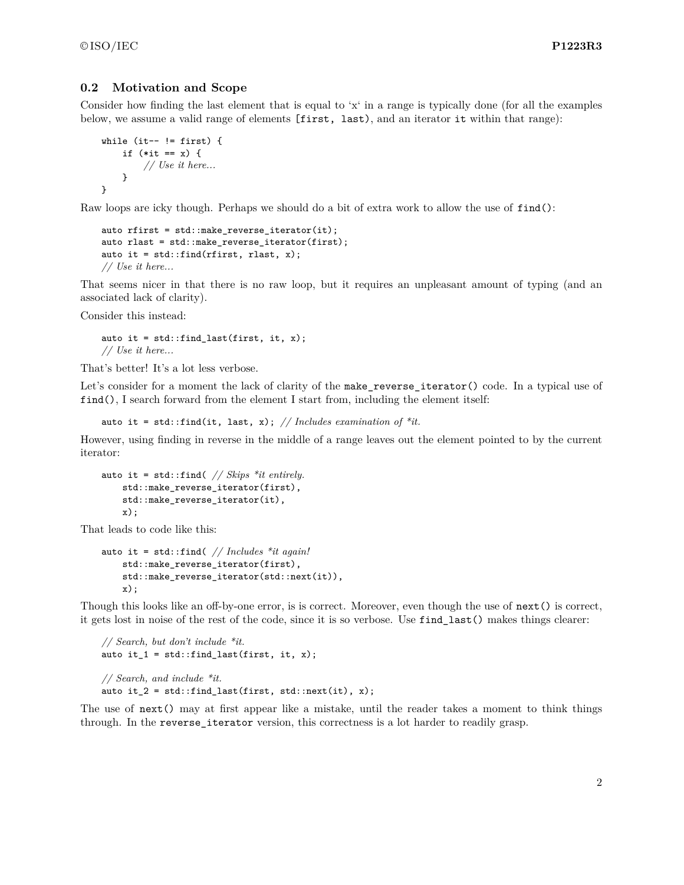## 0.2 Motivation and Scope

Consider how finding the last element that is equal to 'x' in a range is typically done (for all the examples below, we assume a valid range of elements `[first, last)`, and an iterator `it` within that range):

```
while (it-- != first) {
    if (*it == x) {
        // Use it here...
    }
}
```

Raw loops are icky though. Perhaps we should do a bit of extra work to allow the use of `find()`:

```
auto rfirst = std::make_reverse_iterator(it);
auto rlast = std::make_reverse_iterator(first);
auto it = std::find(rfirst, rlast, x);
// Use it here...
```

That seems nicer in that there is no raw loop, but it requires an unpleasant amount of typing (and an associated lack of clarity).

Consider this instead:

```
auto it = std::find_last(first, it, x);
// Use it here...
```

That's better! It's a lot less verbose.

Let's consider for a moment the lack of clarity of the `make_reverse_iterator()` code. In a typical use of `find()`, I search forward from the element I start from, including the element itself:

```
auto it = std::find(it, last, x); // Includes examination of *it.
```

However, using finding in reverse in the middle of a range leaves out the element pointed to by the current iterator:

```
auto it = std::find( // Skips *it entirely.
    std::make_reverse_iterator(first),
    std::make_reverse_iterator(it),
    x);
```

That leads to code like this:

```
auto it = std::find( // Includes *it again!
    std::make_reverse_iterator(first),
    std::make_reverse_iterator(std::next(it)),
    x);
```

Though this looks like an off-by-one error, is is correct. Moreover, even though the use of `next()` is correct, it gets lost in noise of the rest of the code, since it is so verbose. Use `find_last()` makes things clearer:

```
// Search, but don't include *it.
auto it_1 = std::find_last(first, it, x);

// Search, and include *it.
auto it_2 = std::find_last(first, std::next(it), x);
```

The use of `next()` may at first appear like a mistake, until the reader takes a moment to think things through. In the `reverse_iterator` version, this correctness is a lot harder to readily grasp.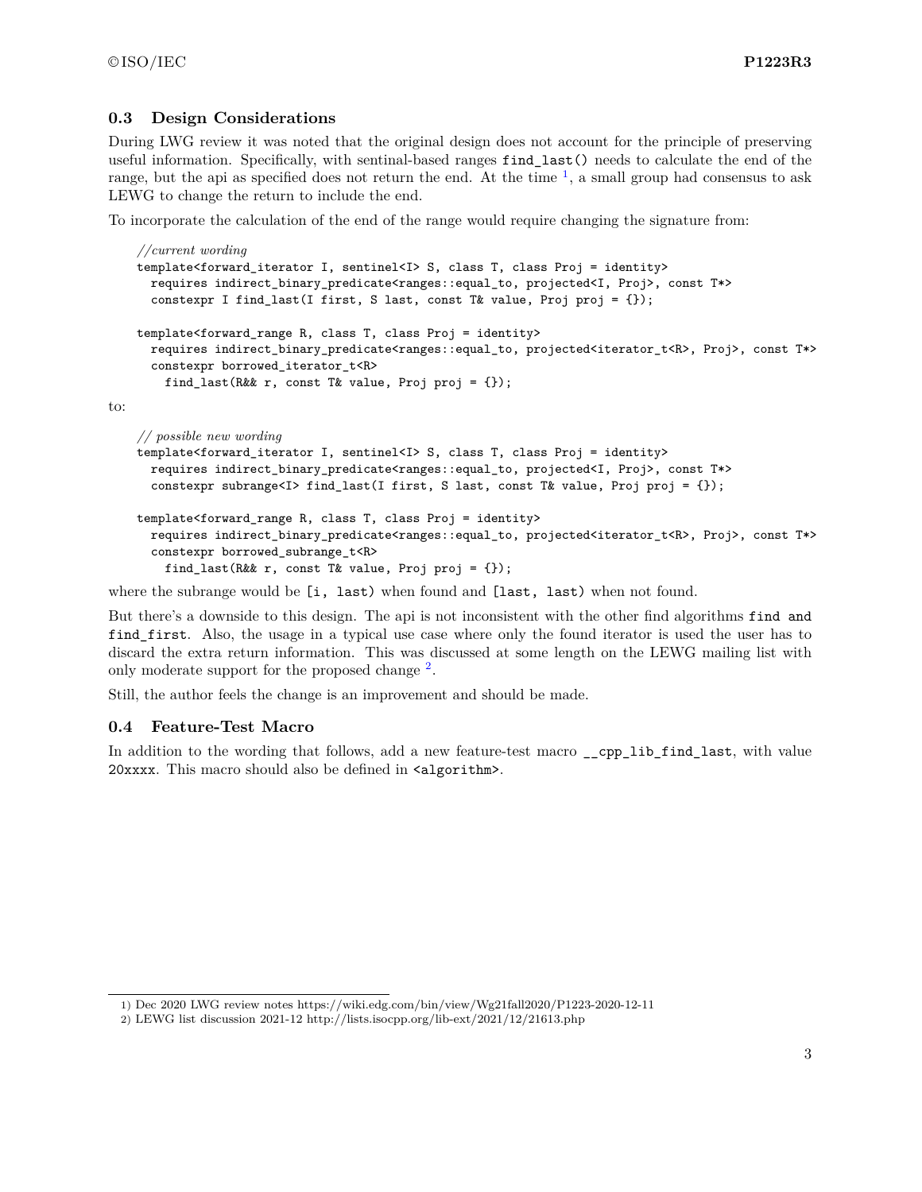## 0.3 Design Considerations

During LWG review it was noted that the original design does not account for the principle of preserving useful information. Specifically, with sentinal-based ranges `find_last()` needs to calculate the end of the range, but the api as specified does not return the end. At the time [1], a small group had consensus to ask LEWG to change the return to include the end.

To incorporate the calculation of the end of the range would require changing the signature from:

```
//current wording
template<forward_iterator I, sentinel<I> S, class T, class Proj = identity>
  requires indirect_binary_predicate<ranges::equal_to, projected<I, Proj>, const T*>
  constexpr I find_last(I first, S last, const T& value, Proj proj = {});

template<forward_range R, class T, class Proj = identity>
  requires indirect_binary_predicate<ranges::equal_to, projected<iterator_t<R>, Proj>, const T*>
  constexpr borrowed_iterator_t<R>
    find_last(R&& r, const T& value, Proj proj = {});
```

to:

```
// possible new wording
template<forward_iterator I, sentinel<I> S, class T, class Proj = identity>
  requires indirect_binary_predicate<ranges::equal_to, projected<I, Proj>, const T*>
  constexpr subrange<I> find_last(I first, S last, const T& value, Proj proj = {});

template<forward_range R, class T, class Proj = identity>
  requires indirect_binary_predicate<ranges::equal_to, projected<iterator_t<R>, Proj>, const T*>
  constexpr borrowed_subrange_t<R>
    find_last(R&& r, const T& value, Proj proj = {});
```

where the subrange would be `[i, last)` when found and `[last, last)` when not found.

But there's a downside to this design. The api is not inconsistent with the other find algorithms `find and find_first`. Also, the usage in a typical use case where only the found iterator is used the user has to discard the extra return information. This was discussed at some length on the LEWG mailing list with only moderate support for the proposed change [2].

Still, the author feels the change is an improvement and should be made.

## 0.4 Feature-Test Macro

In addition to the wording that follows, add a new feature-test macro `__cpp_lib_find_last`, with value `20xxxx`. This macro should also be defined in `<algorithm>`.

1) Dec 2020 LWG review notes https://wiki.edg.com/bin/view/Wg21fall2020/P1223-2020-12-11

2) LEWG list discussion 2021-12 http://lists.isocpp.org/lib-ext/2021/12/21613.php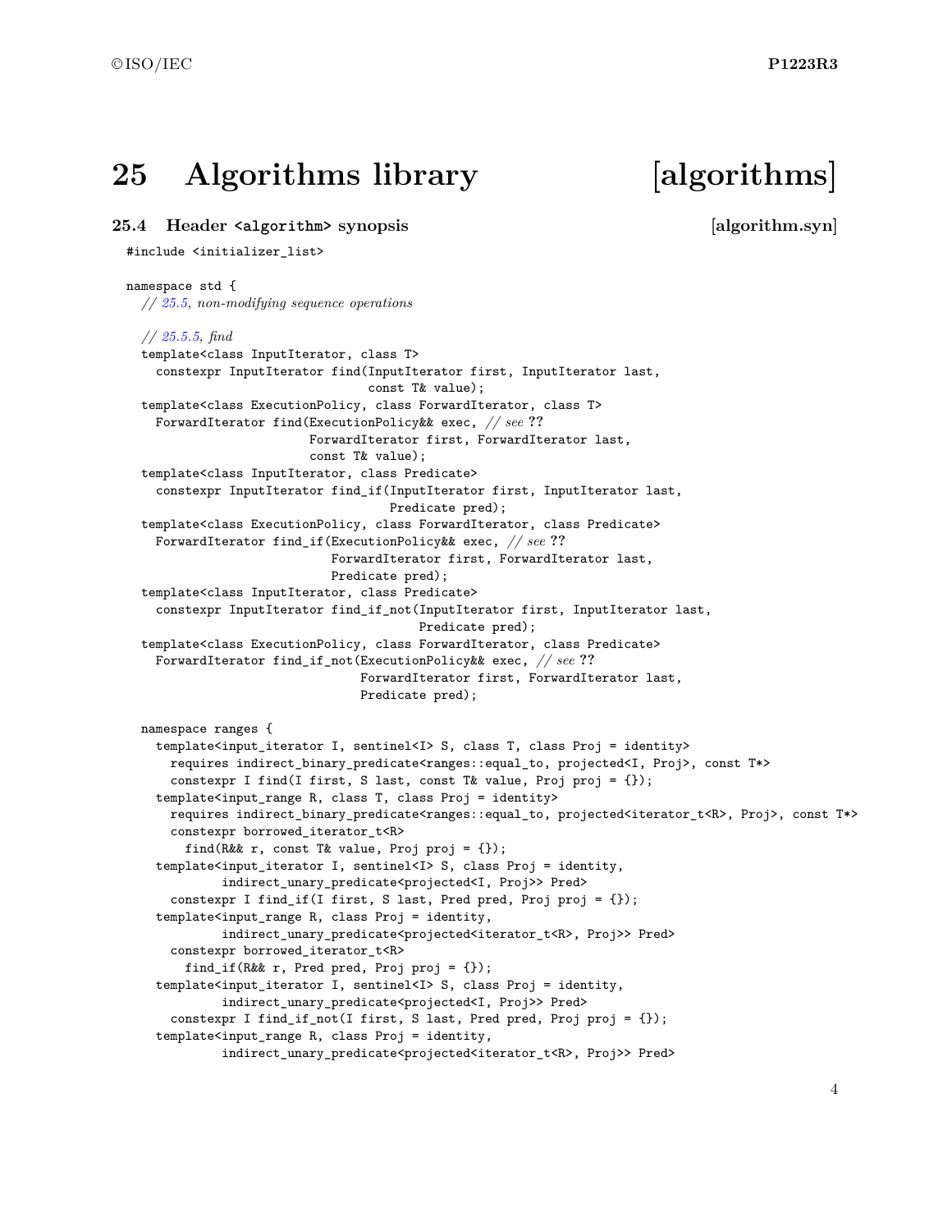# 25 Algorithms library [algorithms]

## 25.4 Header `<algorithm>` synopsis [algorithm.syn]

```
#include <initializer_list>

namespace std {
  // 25.5, non-modifying sequence operations

  // 25.5.5, find
  template<class InputIterator, class T>
    constexpr InputIterator find(InputIterator first, InputIterator last,
                                 const T& value);
  template<class ExecutionPolicy, class ForwardIterator, class T>
    ForwardIterator find(ExecutionPolicy&& exec, // see ??
                         ForwardIterator first, ForwardIterator last,
                         const T& value);
  template<class InputIterator, class Predicate>
    constexpr InputIterator find_if(InputIterator first, InputIterator last,
                                    Predicate pred);
  template<class ExecutionPolicy, class ForwardIterator, class Predicate>
    ForwardIterator find_if(ExecutionPolicy&& exec, // see ??
                            ForwardIterator first, ForwardIterator last,
                            Predicate pred);
  template<class InputIterator, class Predicate>
    constexpr InputIterator find_if_not(InputIterator first, InputIterator last,
                                        Predicate pred);
  template<class ExecutionPolicy, class ForwardIterator, class Predicate>
    ForwardIterator find_if_not(ExecutionPolicy&& exec, // see ??
                                ForwardIterator first, ForwardIterator last,
                                Predicate pred);

  namespace ranges {
    template<input_iterator I, sentinel<I> S, class T, class Proj = identity>
      requires indirect_binary_predicate<ranges::equal_to, projected<I, Proj>, const T*>
      constexpr I find(I first, S last, const T& value, Proj proj = {});
    template<input_range R, class T, class Proj = identity>
      requires indirect_binary_predicate<ranges::equal_to, projected<iterator_t<R>, Proj>, const T*>
      constexpr borrowed_iterator_t<R>
        find(R&& r, const T& value, Proj proj = {});
    template<input_iterator I, sentinel<I> S, class Proj = identity,
             indirect_unary_predicate<projected<I, Proj>> Pred>
      constexpr I find_if(I first, S last, Pred pred, Proj proj = {});
    template<input_range R, class Proj = identity,
             indirect_unary_predicate<projected<iterator_t<R>, Proj>> Pred>
      constexpr borrowed_iterator_t<R>
        find_if(R&& r, Pred pred, Proj proj = {});
    template<input_iterator I, sentinel<I> S, class Proj = identity,
             indirect_unary_predicate<projected<I, Proj>> Pred>
      constexpr I find_if_not(I first, S last, Pred pred, Proj proj = {});
    template<input_range R, class Proj = identity,
             indirect_unary_predicate<projected<iterator_t<R>, Proj>> Pred>
```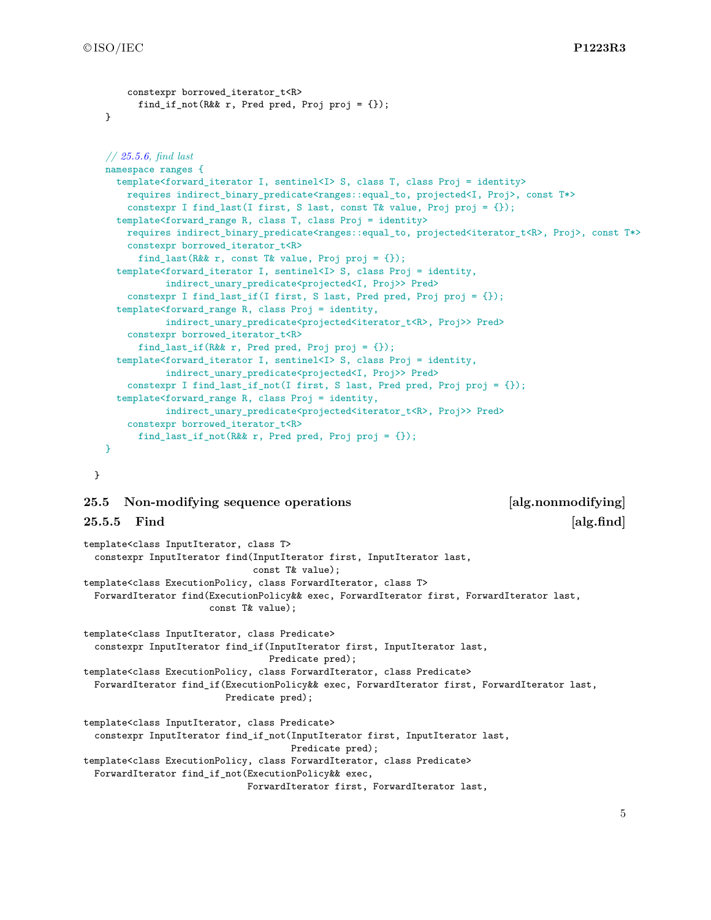```
      constexpr borrowed_iterator_t<R>
        find_if_not(R&& r, Pred pred, Proj proj = {});
  }


  // 25.5.6, find last
  namespace ranges {
    template<forward_iterator I, sentinel<I> S, class T, class Proj = identity>
      requires indirect_binary_predicate<ranges::equal_to, projected<I, Proj>, const T*>
      constexpr I find_last(I first, S last, const T& value, Proj proj = {});
    template<forward_range R, class T, class Proj = identity>
      requires indirect_binary_predicate<ranges::equal_to, projected<iterator_t<R>, Proj>, const T*>
      constexpr borrowed_iterator_t<R>
        find_last(R&& r, const T& value, Proj proj = {});
    template<forward_iterator I, sentinel<I> S, class Proj = identity,
             indirect_unary_predicate<projected<I, Proj>> Pred>
      constexpr I find_last_if(I first, S last, Pred pred, Proj proj = {});
    template<forward_range R, class Proj = identity,
             indirect_unary_predicate<projected<iterator_t<R>, Proj>> Pred>
      constexpr borrowed_iterator_t<R>
        find_last_if(R&& r, Pred pred, Proj proj = {});
    template<forward_iterator I, sentinel<I> S, class Proj = identity,
             indirect_unary_predicate<projected<I, Proj>> Pred>
      constexpr I find_last_if_not(I first, S last, Pred pred, Proj proj = {});
    template<forward_range R, class Proj = identity,
             indirect_unary_predicate<projected<iterator_t<R>, Proj>> Pred>
      constexpr borrowed_iterator_t<R>
        find_last_if_not(R&& r, Pred pred, Proj proj = {});
  }

}
```

## 25.5 Non-modifying sequence operations [alg.nonmodifying]

### 25.5.5 Find [alg.find]

```
template<class InputIterator, class T>
  constexpr InputIterator find(InputIterator first, InputIterator last,
                               const T& value);
template<class ExecutionPolicy, class ForwardIterator, class T>
  ForwardIterator find(ExecutionPolicy&& exec, ForwardIterator first, ForwardIterator last,
                       const T& value);

template<class InputIterator, class Predicate>
  constexpr InputIterator find_if(InputIterator first, InputIterator last,
                                  Predicate pred);
template<class ExecutionPolicy, class ForwardIterator, class Predicate>
  ForwardIterator find_if(ExecutionPolicy&& exec, ForwardIterator first, ForwardIterator last,
                          Predicate pred);

template<class InputIterator, class Predicate>
  constexpr InputIterator find_if_not(InputIterator first, InputIterator last,
                                      Predicate pred);
template<class ExecutionPolicy, class ForwardIterator, class Predicate>
  ForwardIterator find_if_not(ExecutionPolicy&& exec,
                              ForwardIterator first, ForwardIterator last,
```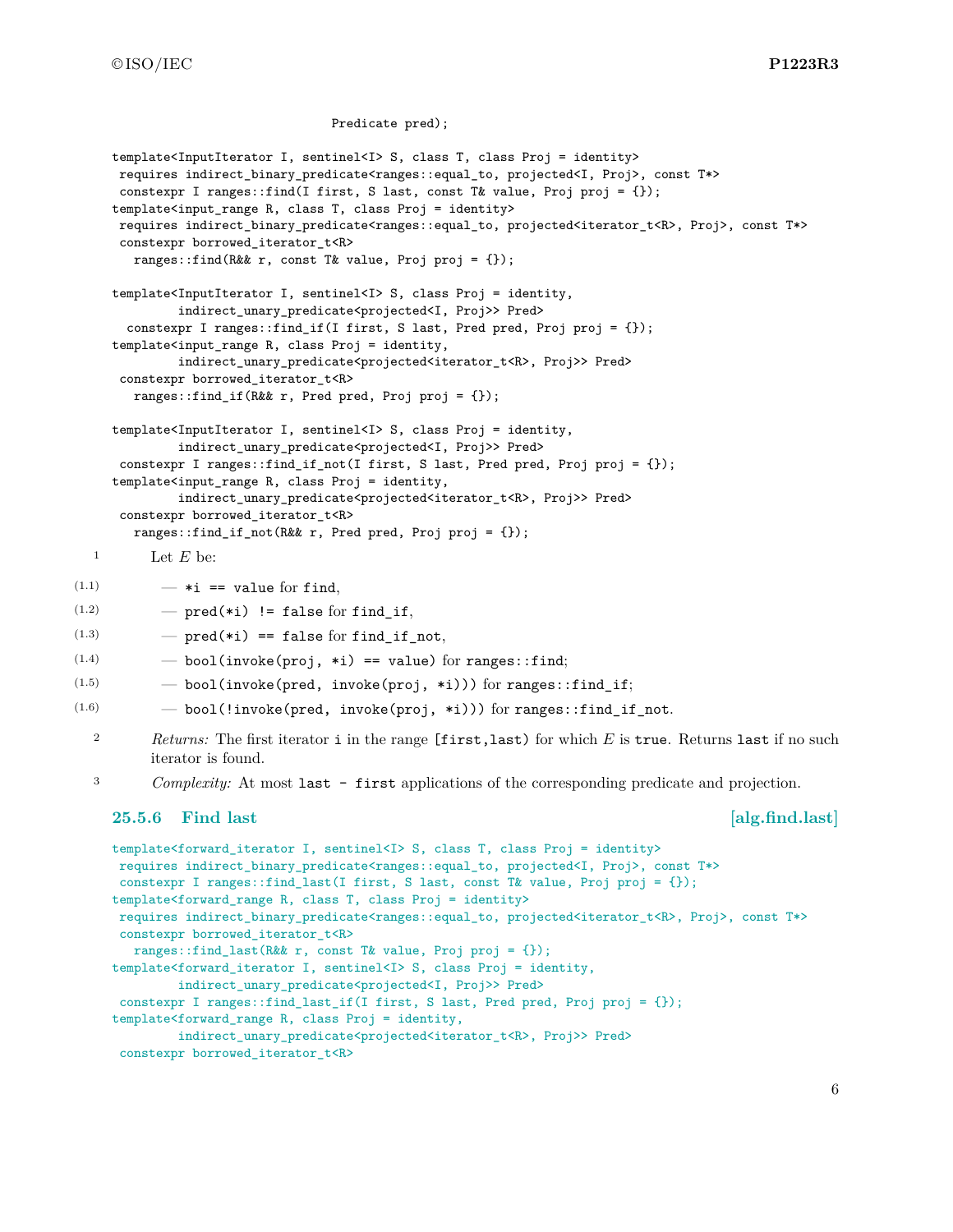```
                              Predicate pred);

template<InputIterator I, sentinel<I> S, class T, class Proj = identity>
 requires indirect_binary_predicate<ranges::equal_to, projected<I, Proj>, const T*>
 constexpr I ranges::find(I first, S last, const T& value, Proj proj = {});
template<input_range R, class T, class Proj = identity>
 requires indirect_binary_predicate<ranges::equal_to, projected<iterator_t<R>, Proj>, const T*>
 constexpr borrowed_iterator_t<R>
   ranges::find(R&& r, const T& value, Proj proj = {});

template<InputIterator I, sentinel<I> S, class Proj = identity,
         indirect_unary_predicate<projected<I, Proj>> Pred>
  constexpr I ranges::find_if(I first, S last, Pred pred, Proj proj = {});
template<input_range R, class Proj = identity,
         indirect_unary_predicate<projected<iterator_t<R>, Proj>> Pred>
 constexpr borrowed_iterator_t<R>
   ranges::find_if(R&& r, Pred pred, Proj proj = {});

template<InputIterator I, sentinel<I> S, class Proj = identity,
         indirect_unary_predicate<projected<I, Proj>> Pred>
 constexpr I ranges::find_if_not(I first, S last, Pred pred, Proj proj = {});
template<input_range R, class Proj = identity,
         indirect_unary_predicate<projected<iterator_t<R>, Proj>> Pred>
 constexpr borrowed_iterator_t<R>
   ranges::find_if_not(R&& r, Pred pred, Proj proj = {});
```

1 Let $E$ be:

- (1.1) — `*i == value` for `find`,
- (1.2) — `pred(*i) != false` for `find_if`,
- (1.3) — `pred(*i) == false` for `find_if_not`,
- (1.4) — `bool(invoke(proj, *i) == value)` for `ranges::find`;
- (1.5) — `bool(invoke(pred, invoke(proj, *i)))` for `ranges::find_if`;
- (1.6) — `bool(!invoke(pred, invoke(proj, *i)))` for `ranges::find_if_not`.

2 *Returns:* The first iterator `i` in the range `[first,last)` for which $E$ is `true`. Returns `last` if no such iterator is found.

3 *Complexity:* At most `last - first` applications of the corresponding predicate and projection.

### 25.5.6 Find last [alg.find.last]

```
template<forward_iterator I, sentinel<I> S, class T, class Proj = identity>
 requires indirect_binary_predicate<ranges::equal_to, projected<I, Proj>, const T*>
 constexpr I ranges::find_last(I first, S last, const T& value, Proj proj = {});
template<forward_range R, class T, class Proj = identity>
 requires indirect_binary_predicate<ranges::equal_to, projected<iterator_t<R>, Proj>, const T*>
 constexpr borrowed_iterator_t<R>
   ranges::find_last(R&& r, const T& value, Proj proj = {});
template<forward_iterator I, sentinel<I> S, class Proj = identity,
         indirect_unary_predicate<projected<I, Proj>> Pred>
 constexpr I ranges::find_last_if(I first, S last, Pred pred, Proj proj = {});
template<forward_range R, class Proj = identity,
         indirect_unary_predicate<projected<iterator_t<R>, Proj>> Pred>
 constexpr borrowed_iterator_t<R>
```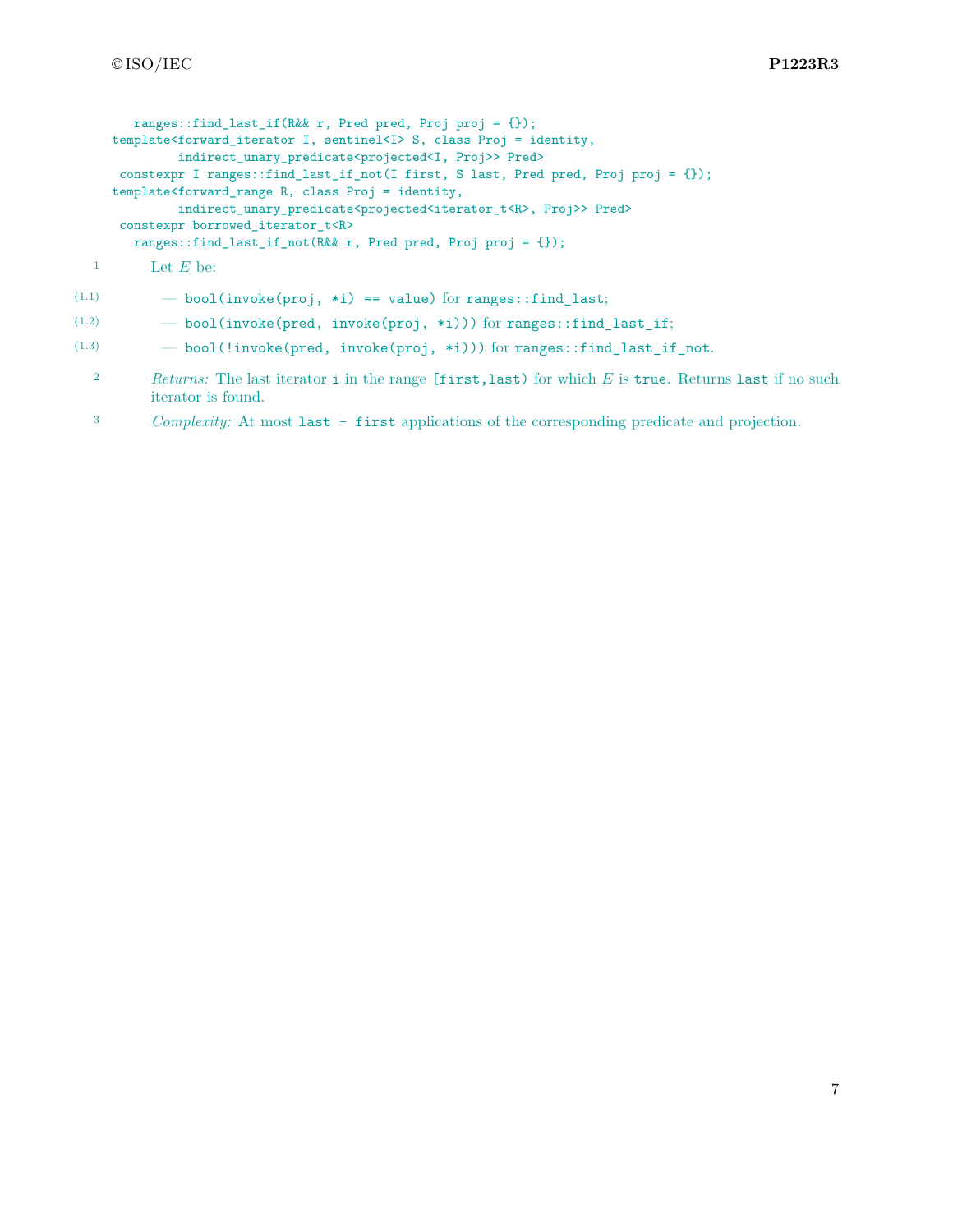```
   ranges::find_last_if(R&& r, Pred pred, Proj proj = {});
template<forward_iterator I, sentinel<I> S, class Proj = identity,
         indirect_unary_predicate<projected<I, Proj>> Pred>
 constexpr I ranges::find_last_if_not(I first, S last, Pred pred, Proj proj = {});
template<forward_range R, class Proj = identity,
         indirect_unary_predicate<projected<iterator_t<R>, Proj>> Pred>
 constexpr borrowed_iterator_t<R>
   ranges::find_last_if_not(R&& r, Pred pred, Proj proj = {});
```

1 Let $E$ be:

(1.1) — `bool(invoke(proj, *i) == value)` for `ranges::find_last`;

(1.2) — `bool(invoke(pred, invoke(proj, *i)))` for `ranges::find_last_if`;

(1.3) — `bool(!invoke(pred, invoke(proj, *i)))` for `ranges::find_last_if_not`.

2 *Returns:* The last iterator `i` in the range `[first,last)` for which $E$ is `true`. Returns `last` if no such iterator is found.

3 *Complexity:* At most `last - first` applications of the corresponding predicate and projection.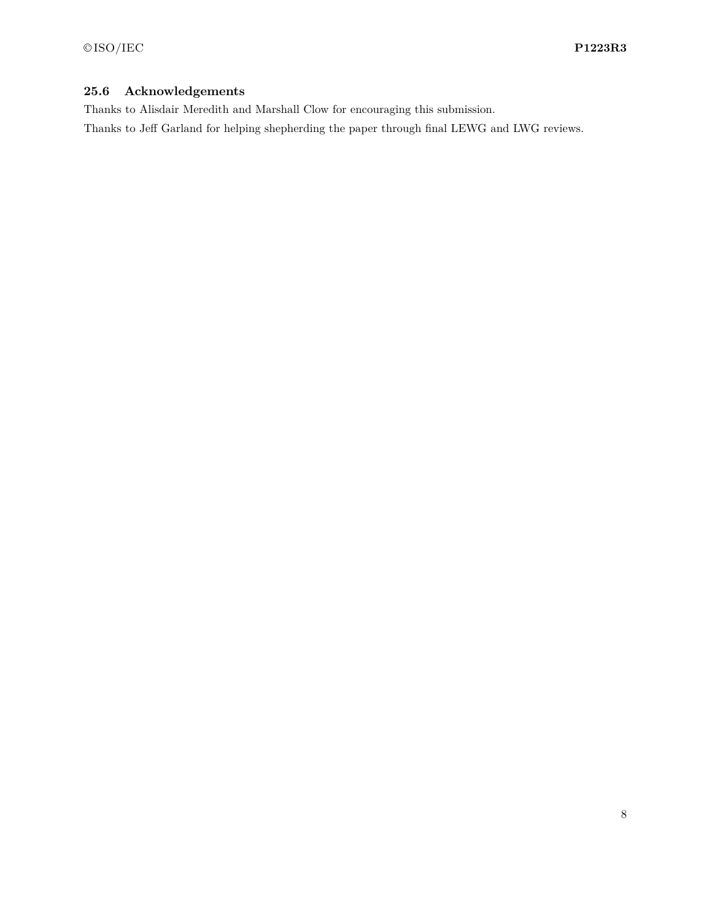### 25.6 Acknowledgements

Thanks to Alisdair Meredith and Marshall Clow for encouraging this submission.

Thanks to Jeff Garland for helping shepherding the paper through final LEWG and LWG reviews.